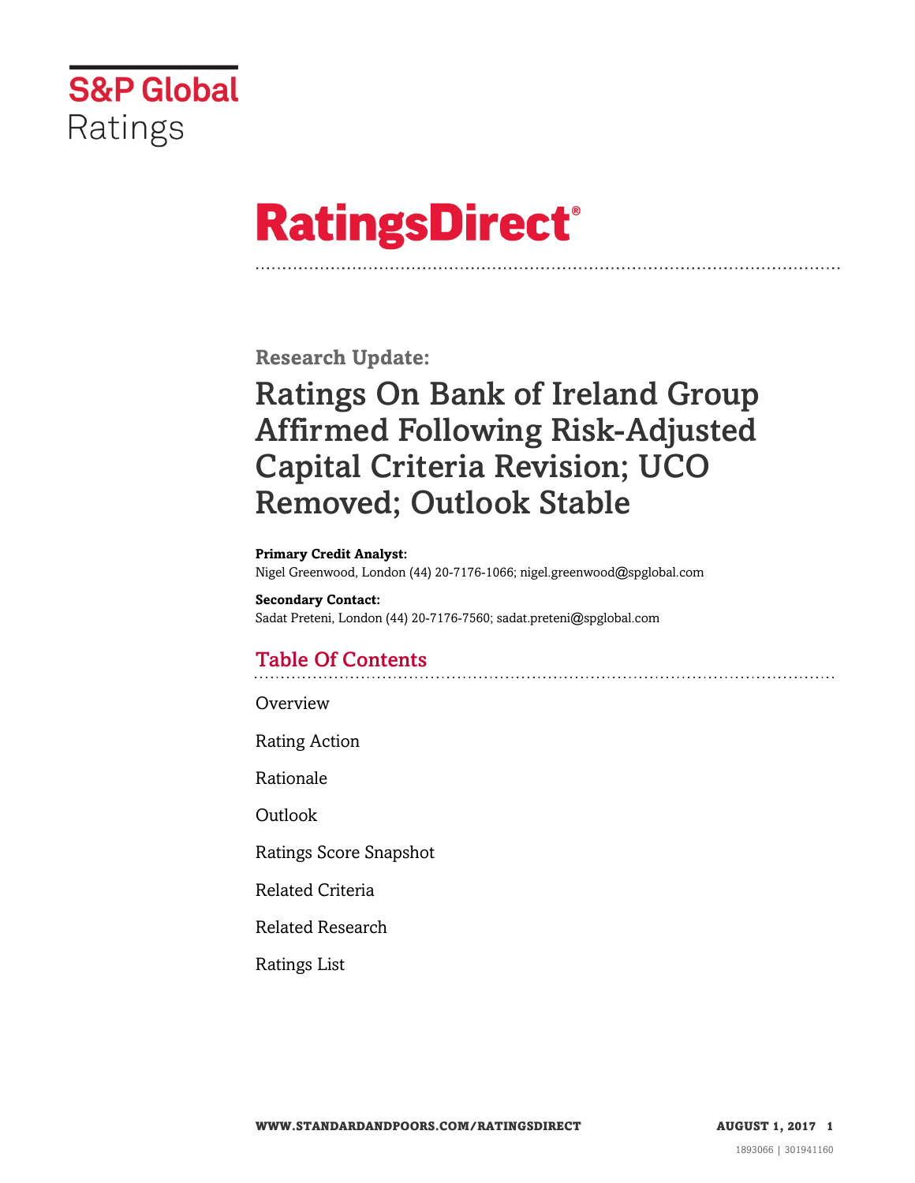# S&P Global Ratings

# RatingsDirect®

## Research Update:

# Ratings On Bank of Ireland Group Affirmed Following Risk-Adjusted Capital Criteria Revision; UCO Removed; Outlook Stable

**Primary Credit Analyst:**
Nigel Greenwood, London (44) 20-7176-1066; nigel.greenwood@spglobal.com

**Secondary Contact:**
Sadat Preteni, London (44) 20-7176-7560; sadat.preteni@spglobal.com

## Table Of Contents

Overview

Rating Action

Rationale

Outlook

Ratings Score Snapshot

Related Criteria

Related Research

Ratings List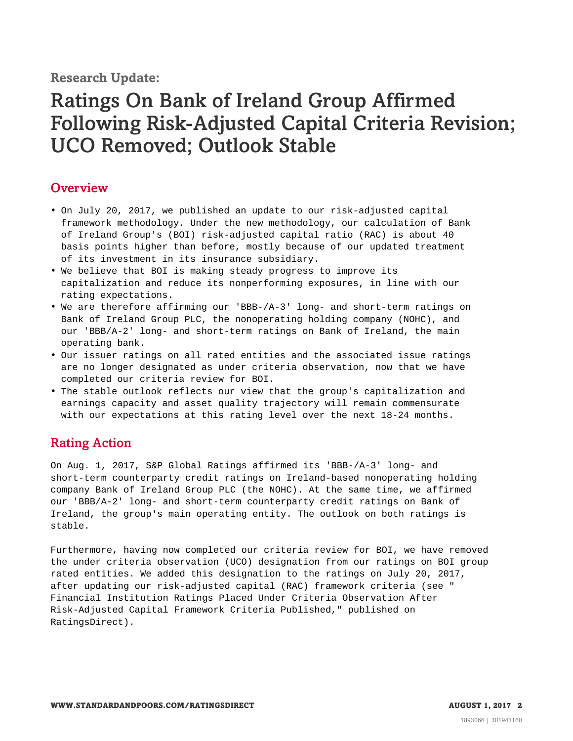Research Update:

# Ratings On Bank of Ireland Group Affirmed Following Risk-Adjusted Capital Criteria Revision; UCO Removed; Outlook Stable

## Overview

- On July 20, 2017, we published an update to our risk-adjusted capital framework methodology. Under the new methodology, our calculation of Bank of Ireland Group's (BOI) risk-adjusted capital ratio (RAC) is about 40 basis points higher than before, mostly because of our updated treatment of its investment in its insurance subsidiary.
- We believe that BOI is making steady progress to improve its capitalization and reduce its nonperforming exposures, in line with our rating expectations.
- We are therefore affirming our 'BBB-/A-3' long- and short-term ratings on Bank of Ireland Group PLC, the nonoperating holding company (NOHC), and our 'BBB/A-2' long- and short-term ratings on Bank of Ireland, the main operating bank.
- Our issuer ratings on all rated entities and the associated issue ratings are no longer designated as under criteria observation, now that we have completed our criteria review for BOI.
- The stable outlook reflects our view that the group's capitalization and earnings capacity and asset quality trajectory will remain commensurate with our expectations at this rating level over the next 18-24 months.

## Rating Action

On Aug. 1, 2017, S&P Global Ratings affirmed its 'BBB-/A-3' long- and short-term counterparty credit ratings on Ireland-based nonoperating holding company Bank of Ireland Group PLC (the NOHC). At the same time, we affirmed our 'BBB/A-2' long- and short-term counterparty credit ratings on Bank of Ireland, the group's main operating entity. The outlook on both ratings is stable.

Furthermore, having now completed our criteria review for BOI, we have removed the under criteria observation (UCO) designation from our ratings on BOI group rated entities. We added this designation to the ratings on July 20, 2017, after updating our risk-adjusted capital (RAC) framework criteria (see "Financial Institution Ratings Placed Under Criteria Observation After Risk-Adjusted Capital Framework Criteria Published," published on RatingsDirect).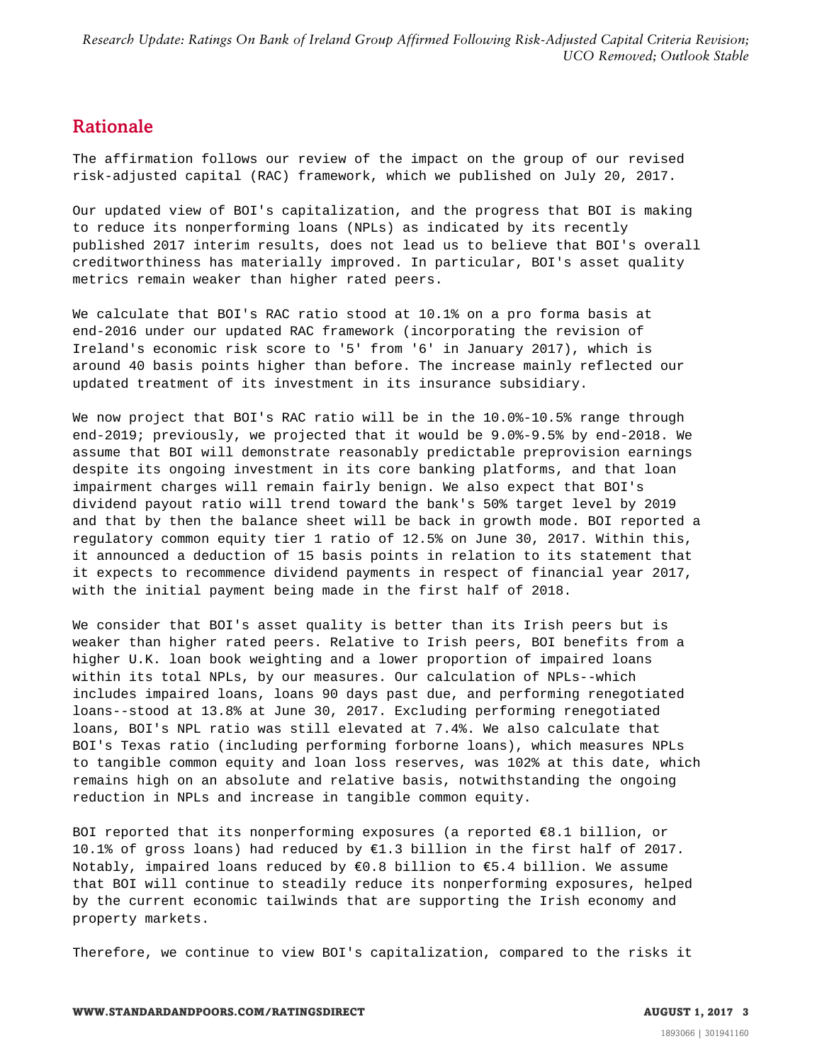## Rationale

The affirmation follows our review of the impact on the group of our revised risk-adjusted capital (RAC) framework, which we published on July 20, 2017.

Our updated view of BOI's capitalization, and the progress that BOI is making to reduce its nonperforming loans (NPLs) as indicated by its recently published 2017 interim results, does not lead us to believe that BOI's overall creditworthiness has materially improved. In particular, BOI's asset quality metrics remain weaker than higher rated peers.

We calculate that BOI's RAC ratio stood at 10.1% on a pro forma basis at end-2016 under our updated RAC framework (incorporating the revision of Ireland's economic risk score to '5' from '6' in January 2017), which is around 40 basis points higher than before. The increase mainly reflected our updated treatment of its investment in its insurance subsidiary.

We now project that BOI's RAC ratio will be in the 10.0%-10.5% range through end-2019; previously, we projected that it would be 9.0%-9.5% by end-2018. We assume that BOI will demonstrate reasonably predictable preprovision earnings despite its ongoing investment in its core banking platforms, and that loan impairment charges will remain fairly benign. We also expect that BOI's dividend payout ratio will trend toward the bank's 50% target level by 2019 and that by then the balance sheet will be back in growth mode. BOI reported a regulatory common equity tier 1 ratio of 12.5% on June 30, 2017. Within this, it announced a deduction of 15 basis points in relation to its statement that it expects to recommence dividend payments in respect of financial year 2017, with the initial payment being made in the first half of 2018.

We consider that BOI's asset quality is better than its Irish peers but is weaker than higher rated peers. Relative to Irish peers, BOI benefits from a higher U.K. loan book weighting and a lower proportion of impaired loans within its total NPLs, by our measures. Our calculation of NPLs--which includes impaired loans, loans 90 days past due, and performing renegotiated loans--stood at 13.8% at June 30, 2017. Excluding performing renegotiated loans, BOI's NPL ratio was still elevated at 7.4%. We also calculate that BOI's Texas ratio (including performing forborne loans), which measures NPLs to tangible common equity and loan loss reserves, was 102% at this date, which remains high on an absolute and relative basis, notwithstanding the ongoing reduction in NPLs and increase in tangible common equity.

BOI reported that its nonperforming exposures (a reported €8.1 billion, or 10.1% of gross loans) had reduced by €1.3 billion in the first half of 2017. Notably, impaired loans reduced by €0.8 billion to €5.4 billion. We assume that BOI will continue to steadily reduce its nonperforming exposures, helped by the current economic tailwinds that are supporting the Irish economy and property markets.

Therefore, we continue to view BOI's capitalization, compared to the risks it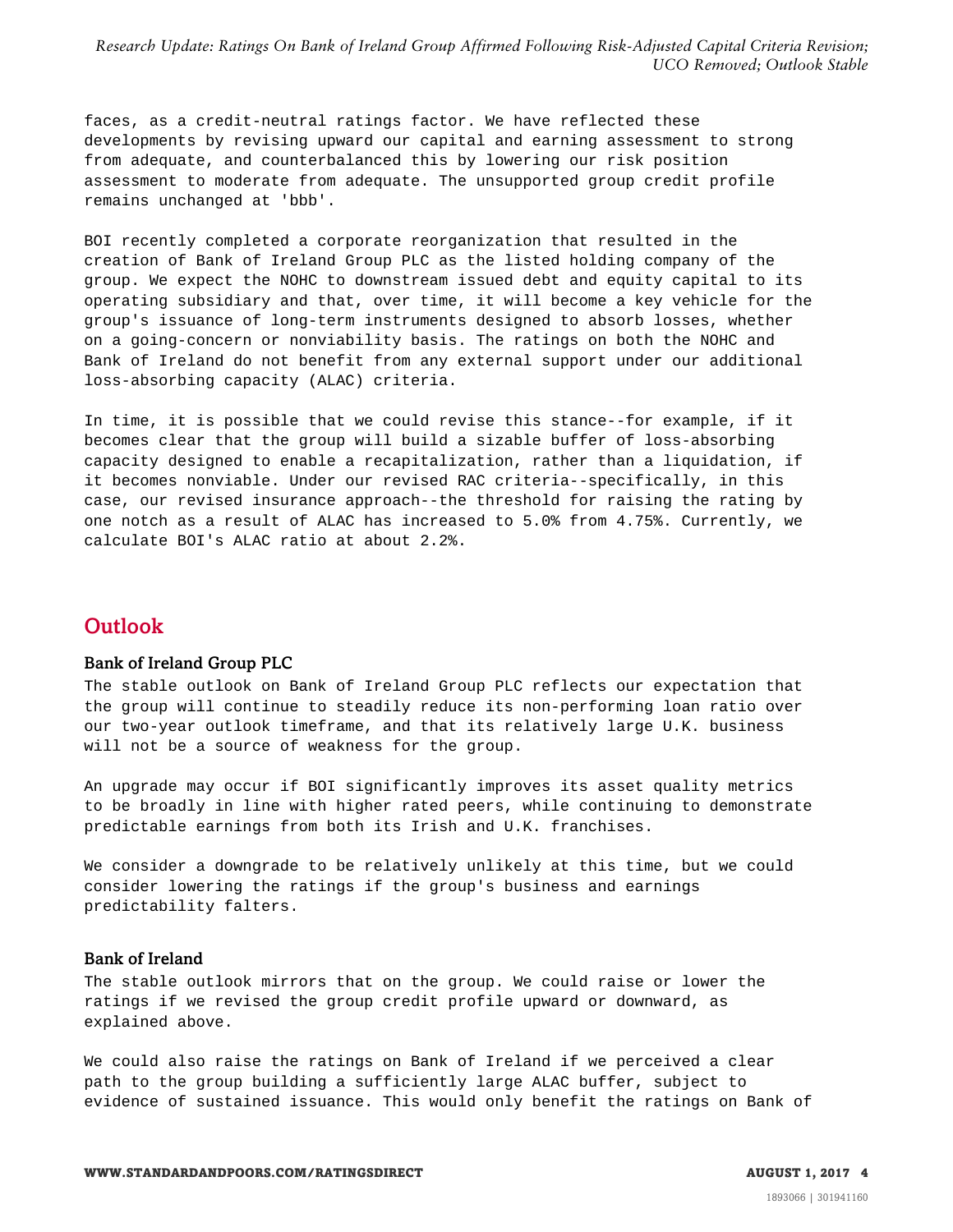faces, as a credit-neutral ratings factor. We have reflected these developments by revising upward our capital and earning assessment to strong from adequate, and counterbalanced this by lowering our risk position assessment to moderate from adequate. The unsupported group credit profile remains unchanged at 'bbb'.

BOI recently completed a corporate reorganization that resulted in the creation of Bank of Ireland Group PLC as the listed holding company of the group. We expect the NOHC to downstream issued debt and equity capital to its operating subsidiary and that, over time, it will become a key vehicle for the group's issuance of long-term instruments designed to absorb losses, whether on a going-concern or nonviability basis. The ratings on both the NOHC and Bank of Ireland do not benefit from any external support under our additional loss-absorbing capacity (ALAC) criteria.

In time, it is possible that we could revise this stance--for example, if it becomes clear that the group will build a sizable buffer of loss-absorbing capacity designed to enable a recapitalization, rather than a liquidation, if it becomes nonviable. Under our revised RAC criteria--specifically, in this case, our revised insurance approach--the threshold for raising the rating by one notch as a result of ALAC has increased to 5.0% from 4.75%. Currently, we calculate BOI's ALAC ratio at about 2.2%.

## Outlook

### Bank of Ireland Group PLC

The stable outlook on Bank of Ireland Group PLC reflects our expectation that the group will continue to steadily reduce its non-performing loan ratio over our two-year outlook timeframe, and that its relatively large U.K. business will not be a source of weakness for the group.

An upgrade may occur if BOI significantly improves its asset quality metrics to be broadly in line with higher rated peers, while continuing to demonstrate predictable earnings from both its Irish and U.K. franchises.

We consider a downgrade to be relatively unlikely at this time, but we could consider lowering the ratings if the group's business and earnings predictability falters.

### Bank of Ireland

The stable outlook mirrors that on the group. We could raise or lower the ratings if we revised the group credit profile upward or downward, as explained above.

We could also raise the ratings on Bank of Ireland if we perceived a clear path to the group building a sufficiently large ALAC buffer, subject to evidence of sustained issuance. This would only benefit the ratings on Bank of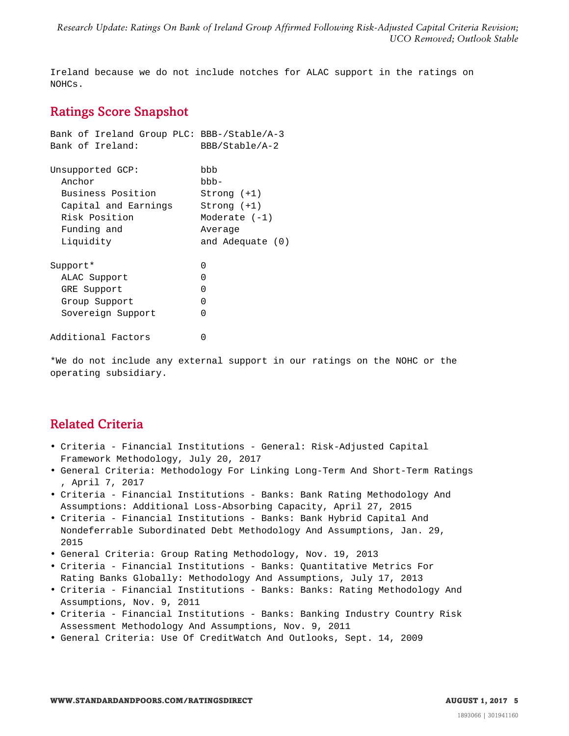Ireland because we do not include notches for ALAC support in the ratings on NOHCs.

## Ratings Score Snapshot

| | |
|---|---|
| Bank of Ireland Group PLC: | BBB-/Stable/A-3 |
| Bank of Ireland: | BBB/Stable/A-2 |
| | |
| Unsupported GCP: | bbb |
| Anchor | bbb- |
| Business Position | Strong (+1) |
| Capital and Earnings | Strong (+1) |
| Risk Position | Moderate (-1) |
| Funding and Liquidity | Average and Adequate (0) |
| | |
| Support* | 0 |
| ALAC Support | 0 |
| GRE Support | 0 |
| Group Support | 0 |
| Sovereign Support | 0 |
| | |
| Additional Factors | 0 |

*We do not include any external support in our ratings on the NOHC or the operating subsidiary.

## Related Criteria

- Criteria - Financial Institutions - General: Risk-Adjusted Capital Framework Methodology, July 20, 2017
- General Criteria: Methodology For Linking Long-Term And Short-Term Ratings , April 7, 2017
- Criteria - Financial Institutions - Banks: Bank Rating Methodology And Assumptions: Additional Loss-Absorbing Capacity, April 27, 2015
- Criteria - Financial Institutions - Banks: Bank Hybrid Capital And Nondeferrable Subordinated Debt Methodology And Assumptions, Jan. 29, 2015
- General Criteria: Group Rating Methodology, Nov. 19, 2013
- Criteria - Financial Institutions - Banks: Quantitative Metrics For Rating Banks Globally: Methodology And Assumptions, July 17, 2013
- Criteria - Financial Institutions - Banks: Banks: Rating Methodology And Assumptions, Nov. 9, 2011
- Criteria - Financial Institutions - Banks: Banking Industry Country Risk Assessment Methodology And Assumptions, Nov. 9, 2011
- General Criteria: Use Of CreditWatch And Outlooks, Sept. 14, 2009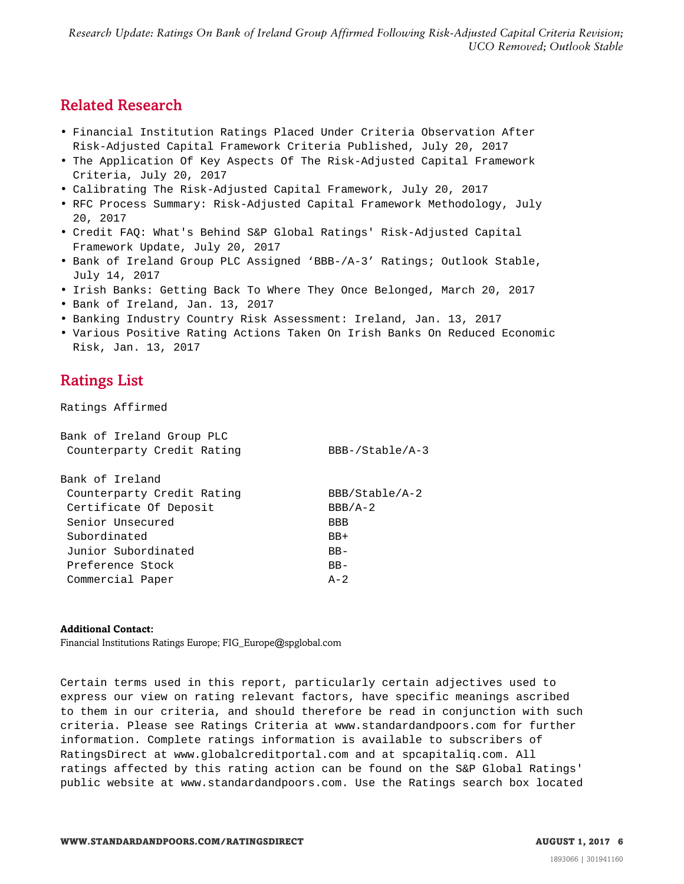## Related Research

- Financial Institution Ratings Placed Under Criteria Observation After Risk-Adjusted Capital Framework Criteria Published, July 20, 2017
- The Application Of Key Aspects Of The Risk-Adjusted Capital Framework Criteria, July 20, 2017
- Calibrating The Risk-Adjusted Capital Framework, July 20, 2017
- RFC Process Summary: Risk-Adjusted Capital Framework Methodology, July 20, 2017
- Credit FAQ: What's Behind S&P Global Ratings' Risk-Adjusted Capital Framework Update, July 20, 2017
- Bank of Ireland Group PLC Assigned 'BBB-/A-3' Ratings; Outlook Stable, July 14, 2017
- Irish Banks: Getting Back To Where They Once Belonged, March 20, 2017
- Bank of Ireland, Jan. 13, 2017
- Banking Industry Country Risk Assessment: Ireland, Jan. 13, 2017
- Various Positive Rating Actions Taken On Irish Banks On Reduced Economic Risk, Jan. 13, 2017

## Ratings List

Ratings Affirmed

| | |
|---|---|
| **Bank of Ireland Group PLC** | |
| Counterparty Credit Rating | BBB-/Stable/A-3 |
| **Bank of Ireland** | |
| Counterparty Credit Rating | BBB/Stable/A-2 |
| Certificate Of Deposit | BBB/A-2 |
| Senior Unsecured | BBB |
| Subordinated | BB+ |
| Junior Subordinated | BB- |
| Preference Stock | BB- |
| Commercial Paper | A-2 |

**Additional Contact:**
Financial Institutions Ratings Europe; FIG_Europe@spglobal.com

Certain terms used in this report, particularly certain adjectives used to express our view on rating relevant factors, have specific meanings ascribed to them in our criteria, and should therefore be read in conjunction with such criteria. Please see Ratings Criteria at www.standardandpoors.com for further information. Complete ratings information is available to subscribers of RatingsDirect at www.globalcreditportal.com and at spcapitaliq.com. All ratings affected by this rating action can be found on the S&P Global Ratings' public website at www.standardandpoors.com. Use the Ratings search box located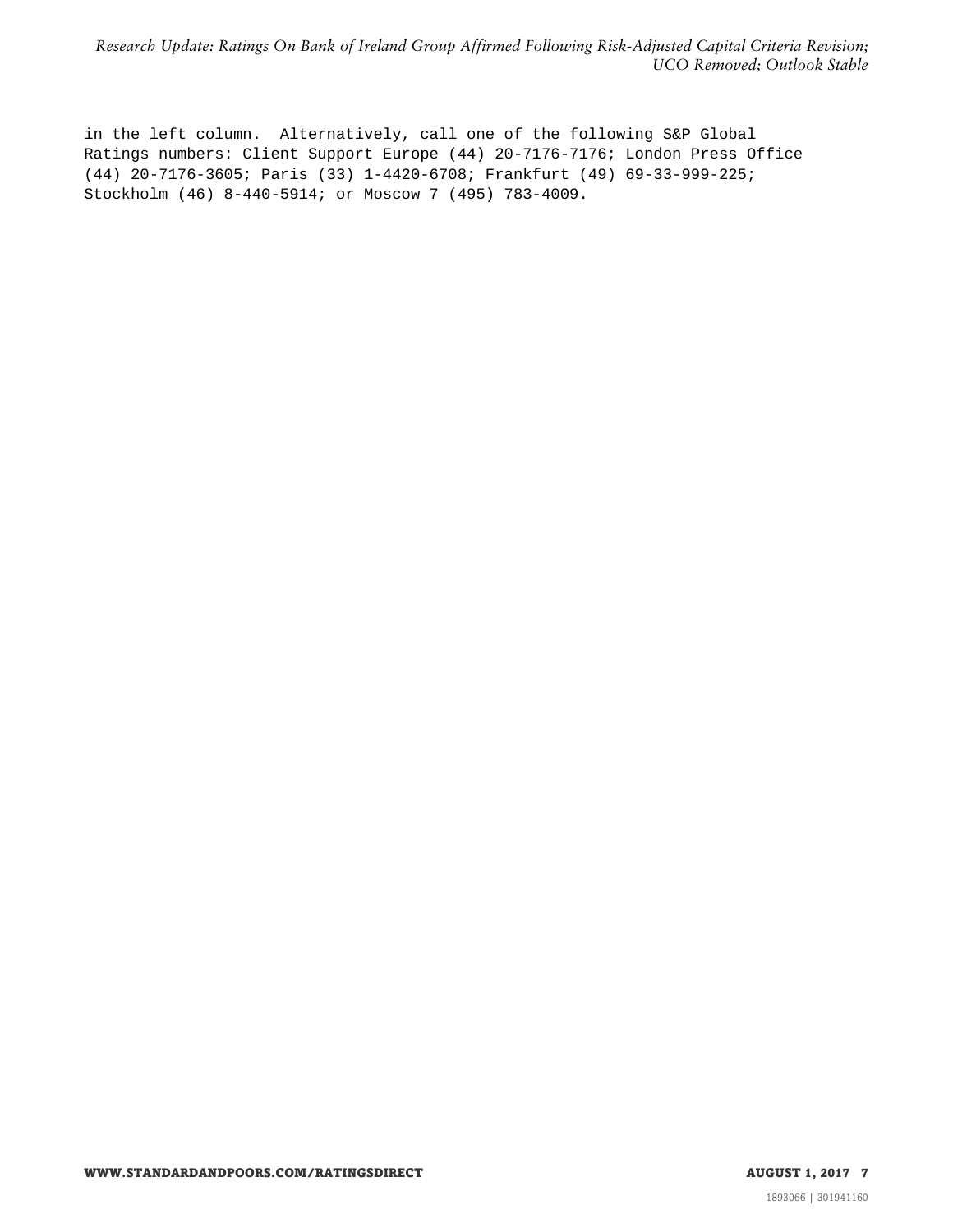in the left column. Alternatively, call one of the following S&P Global Ratings numbers: Client Support Europe (44) 20-7176-7176; London Press Office (44) 20-7176-3605; Paris (33) 1-4420-6708; Frankfurt (49) 69-33-999-225; Stockholm (46) 8-440-5914; or Moscow 7 (495) 783-4009.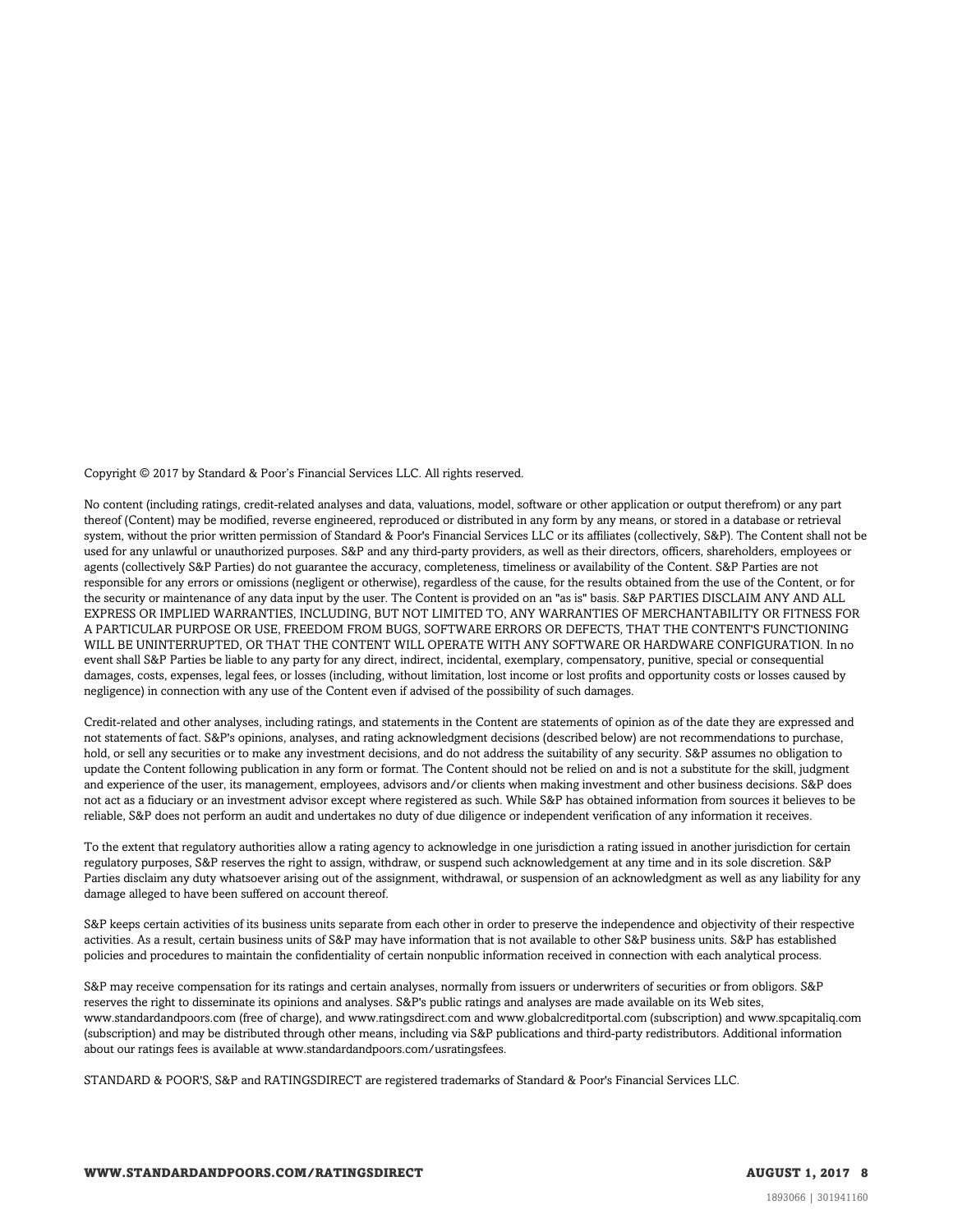Copyright © 2017 by Standard & Poor's Financial Services LLC. All rights reserved.

No content (including ratings, credit-related analyses and data, valuations, model, software or other application or output therefrom) or any part thereof (Content) may be modified, reverse engineered, reproduced or distributed in any form by any means, or stored in a database or retrieval system, without the prior written permission of Standard & Poor's Financial Services LLC or its affiliates (collectively, S&P). The Content shall not be used for any unlawful or unauthorized purposes. S&P and any third-party providers, as well as their directors, officers, shareholders, employees or agents (collectively S&P Parties) do not guarantee the accuracy, completeness, timeliness or availability of the Content. S&P Parties are not responsible for any errors or omissions (negligent or otherwise), regardless of the cause, for the results obtained from the use of the Content, or for the security or maintenance of any data input by the user. The Content is provided on an "as is" basis. S&P PARTIES DISCLAIM ANY AND ALL EXPRESS OR IMPLIED WARRANTIES, INCLUDING, BUT NOT LIMITED TO, ANY WARRANTIES OF MERCHANTABILITY OR FITNESS FOR A PARTICULAR PURPOSE OR USE, FREEDOM FROM BUGS, SOFTWARE ERRORS OR DEFECTS, THAT THE CONTENT'S FUNCTIONING WILL BE UNINTERRUPTED, OR THAT THE CONTENT WILL OPERATE WITH ANY SOFTWARE OR HARDWARE CONFIGURATION. In no event shall S&P Parties be liable to any party for any direct, indirect, incidental, exemplary, compensatory, punitive, special or consequential damages, costs, expenses, legal fees, or losses (including, without limitation, lost income or lost profits and opportunity costs or losses caused by negligence) in connection with any use of the Content even if advised of the possibility of such damages.

Credit-related and other analyses, including ratings, and statements in the Content are statements of opinion as of the date they are expressed and not statements of fact. S&P's opinions, analyses, and rating acknowledgment decisions (described below) are not recommendations to purchase, hold, or sell any securities or to make any investment decisions, and do not address the suitability of any security. S&P assumes no obligation to update the Content following publication in any form or format. The Content should not be relied on and is not a substitute for the skill, judgment and experience of the user, its management, employees, advisors and/or clients when making investment and other business decisions. S&P does not act as a fiduciary or an investment advisor except where registered as such. While S&P has obtained information from sources it believes to be reliable, S&P does not perform an audit and undertakes no duty of due diligence or independent verification of any information it receives.

To the extent that regulatory authorities allow a rating agency to acknowledge in one jurisdiction a rating issued in another jurisdiction for certain regulatory purposes, S&P reserves the right to assign, withdraw, or suspend such acknowledgement at any time and in its sole discretion. S&P Parties disclaim any duty whatsoever arising out of the assignment, withdrawal, or suspension of an acknowledgment as well as any liability for any damage alleged to have been suffered on account thereof.

S&P keeps certain activities of its business units separate from each other in order to preserve the independence and objectivity of their respective activities. As a result, certain business units of S&P may have information that is not available to other S&P business units. S&P has established policies and procedures to maintain the confidentiality of certain nonpublic information received in connection with each analytical process.

S&P may receive compensation for its ratings and certain analyses, normally from issuers or underwriters of securities or from obligors. S&P reserves the right to disseminate its opinions and analyses. S&P's public ratings and analyses are made available on its Web sites, www.standardandpoors.com (free of charge), and www.ratingsdirect.com and www.globalcreditportal.com (subscription) and www.spcapitaliq.com (subscription) and may be distributed through other means, including via S&P publications and third-party redistributors. Additional information about our ratings fees is available at www.standardandpoors.com/usratingsfees.

STANDARD & POOR'S, S&P and RATINGSDIRECT are registered trademarks of Standard & Poor's Financial Services LLC.